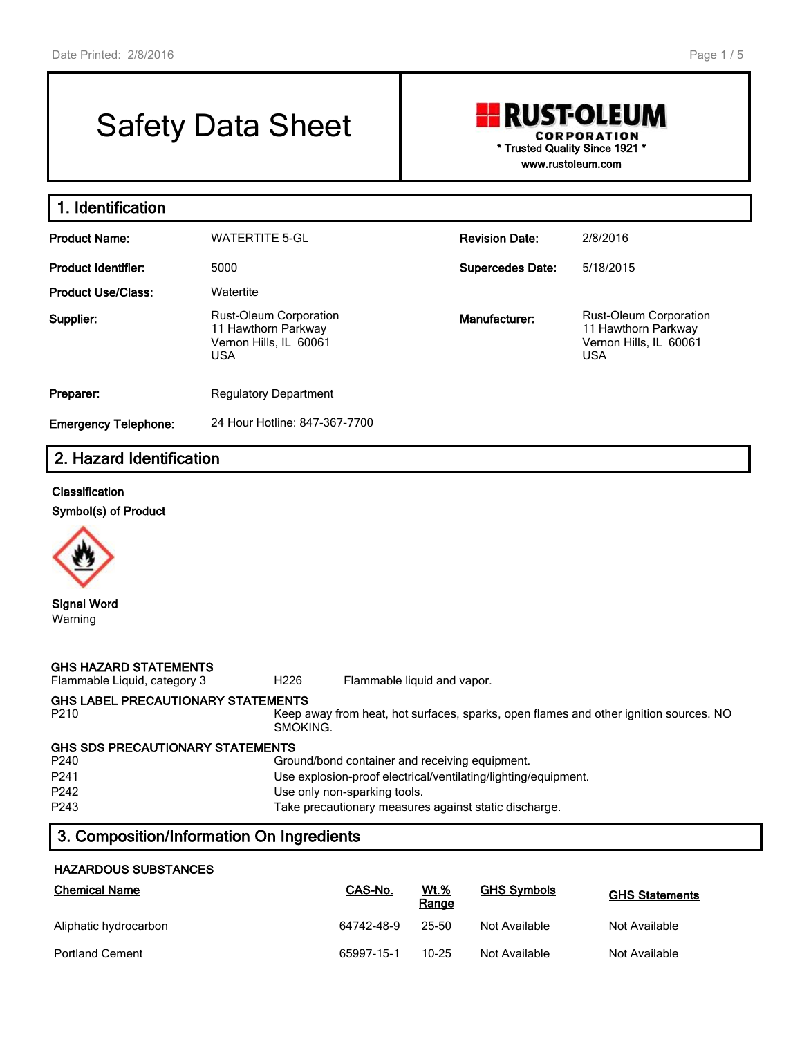# Safety Data Sheet

**RUST-OLEUM CORPORATION**
\* Trusted Quality Since 1921 \*
www.rustoleum.com

## 1. Identification

| | | | |
|---|---|---|---|
| **Product Name:** | WATERTITE 5-GL | **Revision Date:** | 2/8/2016 |
| **Product Identifier:** | 5000 | **Supercedes Date:** | 5/18/2015 |
| **Product Use/Class:** | Watertite | | |
| **Supplier:** | Rust-Oleum Corporation<br>11 Hawthorn Parkway<br>Vernon Hills, IL 60061<br>USA | **Manufacturer:** | Rust-Oleum Corporation<br>11 Hawthorn Parkway<br>Vernon Hills, IL 60061<br>USA |
| **Preparer:** | Regulatory Department | | |
| **Emergency Telephone:** | 24 Hour Hotline: 847-367-7700 | | |

## 2. Hazard Identification

**Classification**

**Symbol(s) of Product**

**Signal Word**
Warning

**GHS HAZARD STATEMENTS**

| | | |
|---|---|---|
| Flammable Liquid, category 3 | H226 | Flammable liquid and vapor. |

**GHS LABEL PRECAUTIONARY STATEMENTS**

| | |
|---|---|
| P210 | Keep away from heat, hot surfaces, sparks, open flames and other ignition sources. NO SMOKING. |

**GHS SDS PRECAUTIONARY STATEMENTS**

| | |
|---|---|
| P240 | Ground/bond container and receiving equipment. |
| P241 | Use explosion-proof electrical/ventilating/lighting/equipment. |
| P242 | Use only non-sparking tools. |
| P243 | Take precautionary measures against static discharge. |

## 3. Composition/Information On Ingredients

**HAZARDOUS SUBSTANCES**

| Chemical Name | CAS-No. | Wt.% Range | GHS Symbols | GHS Statements |
|---|---|---|---|---|
| Aliphatic hydrocarbon | 64742-48-9 | 25-50 | Not Available | Not Available |
| Portland Cement | 65997-15-1 | 10-25 | Not Available | Not Available |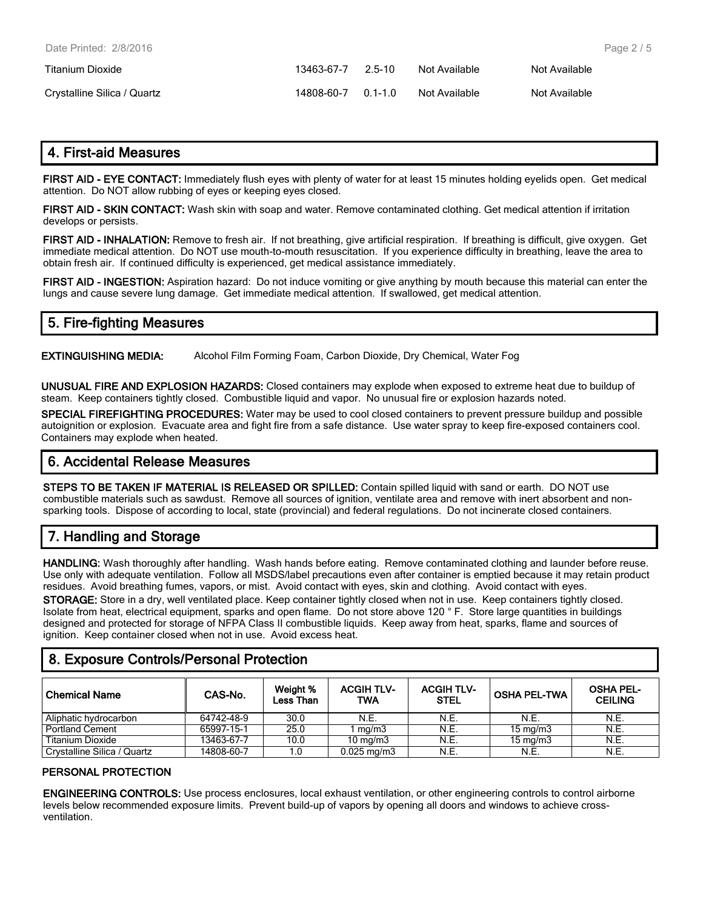| | | | | |
|---|---|---|---|---|
| Titanium Dioxide | 13463-67-7 | 2.5-10 | Not Available | Not Available |
| Crystalline Silica / Quartz | 14808-60-7 | 0.1-1.0 | Not Available | Not Available |

## 4. First-aid Measures

**FIRST AID - EYE CONTACT:** Immediately flush eyes with plenty of water for at least 15 minutes holding eyelids open. Get medical attention. Do NOT allow rubbing of eyes or keeping eyes closed.

**FIRST AID - SKIN CONTACT:** Wash skin with soap and water. Remove contaminated clothing. Get medical attention if irritation develops or persists.

**FIRST AID - INHALATION:** Remove to fresh air. If not breathing, give artificial respiration. If breathing is difficult, give oxygen. Get immediate medical attention. Do NOT use mouth-to-mouth resuscitation. If you experience difficulty in breathing, leave the area to obtain fresh air. If continued difficulty is experienced, get medical assistance immediately.

**FIRST AID - INGESTION:** Aspiration hazard: Do not induce vomiting or give anything by mouth because this material can enter the lungs and cause severe lung damage. Get immediate medical attention. If swallowed, get medical attention.

## 5. Fire-fighting Measures

**EXTINGUISHING MEDIA:** Alcohol Film Forming Foam, Carbon Dioxide, Dry Chemical, Water Fog

**UNUSUAL FIRE AND EXPLOSION HAZARDS:** Closed containers may explode when exposed to extreme heat due to buildup of steam. Keep containers tightly closed. Combustible liquid and vapor. No unusual fire or explosion hazards noted.

**SPECIAL FIREFIGHTING PROCEDURES:** Water may be used to cool closed containers to prevent pressure buildup and possible autoignition or explosion. Evacuate area and fight fire from a safe distance. Use water spray to keep fire-exposed containers cool. Containers may explode when heated.

## 6. Accidental Release Measures

**STEPS TO BE TAKEN IF MATERIAL IS RELEASED OR SPILLED:** Contain spilled liquid with sand or earth. DO NOT use combustible materials such as sawdust. Remove all sources of ignition, ventilate area and remove with inert absorbent and non-sparking tools. Dispose of according to local, state (provincial) and federal regulations. Do not incinerate closed containers.

## 7. Handling and Storage

**HANDLING:** Wash thoroughly after handling. Wash hands before eating. Remove contaminated clothing and launder before reuse. Use only with adequate ventilation. Follow all MSDS/label precautions even after container is emptied because it may retain product residues. Avoid breathing fumes, vapors, or mist. Avoid contact with eyes, skin and clothing. Avoid contact with eyes.

**STORAGE:** Store in a dry, well ventilated place. Keep container tightly closed when not in use. Keep containers tightly closed. Isolate from heat, electrical equipment, sparks and open flame. Do not store above 120 ° F. Store large quantities in buildings designed and protected for storage of NFPA Class II combustible liquids. Keep away from heat, sparks, flame and sources of ignition. Keep container closed when not in use. Avoid excess heat.

## 8. Exposure Controls/Personal Protection

| Chemical Name | CAS-No. | Weight % Less Than | ACGIH TLV-TWA | ACGIH TLV-STEL | OSHA PEL-TWA | OSHA PEL-CEILING |
|---|---|---|---|---|---|---|
| Aliphatic hydrocarbon | 64742-48-9 | 30.0 | N.E. | N.E. | N.E. | N.E. |
| Portland Cement | 65997-15-1 | 25.0 | 1 mg/m3 | N.E. | 15 mg/m3 | N.E. |
| Titanium Dioxide | 13463-67-7 | 10.0 | 10 mg/m3 | N.E. | 15 mg/m3 | N.E. |
| Crystalline Silica / Quartz | 14808-60-7 | 1.0 | 0.025 mg/m3 | N.E. | N.E. | N.E. |

### PERSONAL PROTECTION

**ENGINEERING CONTROLS:** Use process enclosures, local exhaust ventilation, or other engineering controls to control airborne levels below recommended exposure limits. Prevent build-up of vapors by opening all doors and windows to achieve cross-ventilation.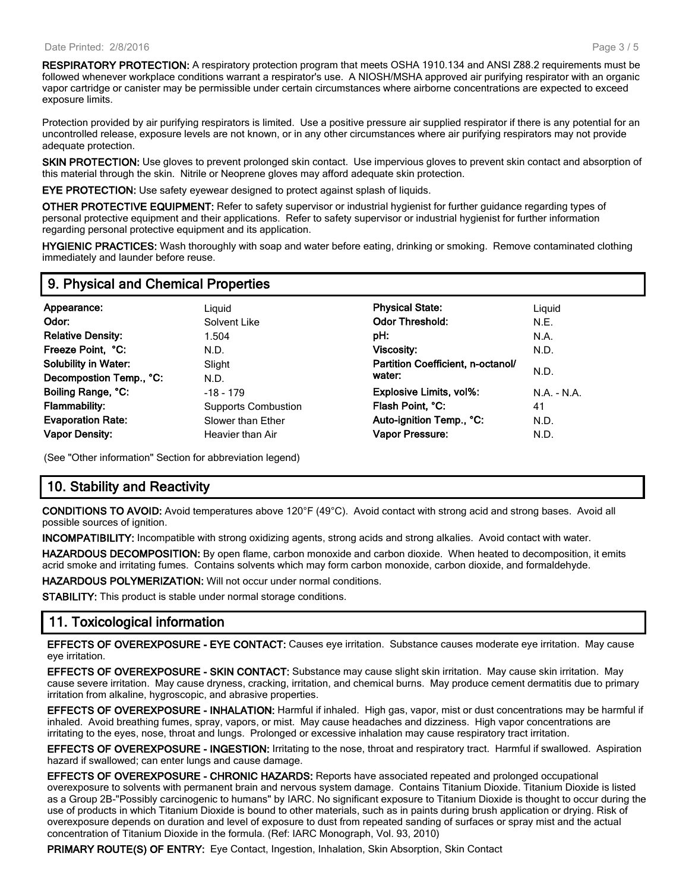**RESPIRATORY PROTECTION:** A respiratory protection program that meets OSHA 1910.134 and ANSI Z88.2 requirements must be followed whenever workplace conditions warrant a respirator's use. A NIOSH/MSHA approved air purifying respirator with an organic vapor cartridge or canister may be permissible under certain circumstances where airborne concentrations are expected to exceed exposure limits.

Protection provided by air purifying respirators is limited. Use a positive pressure air supplied respirator if there is any potential for an uncontrolled release, exposure levels are not known, or in any other circumstances where air purifying respirators may not provide adequate protection.

**SKIN PROTECTION:** Use gloves to prevent prolonged skin contact. Use impervious gloves to prevent skin contact and absorption of this material through the skin. Nitrile or Neoprene gloves may afford adequate skin protection.

**EYE PROTECTION:** Use safety eyewear designed to protect against splash of liquids.

**OTHER PROTECTIVE EQUIPMENT:** Refer to safety supervisor or industrial hygienist for further guidance regarding types of personal protective equipment and their applications. Refer to safety supervisor or industrial hygienist for further information regarding personal protective equipment and its application.

**HYGIENIC PRACTICES:** Wash thoroughly with soap and water before eating, drinking or smoking. Remove contaminated clothing immediately and launder before reuse.

## 9. Physical and Chemical Properties

| | | | |
|---|---|---|---|
| **Appearance:** | Liquid | **Physical State:** | Liquid |
| **Odor:** | Solvent Like | **Odor Threshold:** | N.E. |
| **Relative Density:** | 1.504 | **pH:** | N.A. |
| **Freeze Point, °C:** | N.D. | **Viscosity:** | N.D. |
| **Solubility in Water:** | Slight | **Partition Coefficient, n-octanol/ water:** | N.D. |
| **Decompostion Temp., °C:** | N.D. | | |
| **Boiling Range, °C:** | -18 - 179 | **Explosive Limits, vol%:** | N.A. - N.A. |
| **Flammability:** | Supports Combustion | **Flash Point, °C:** | 41 |
| **Evaporation Rate:** | Slower than Ether | **Auto-ignition Temp., °C:** | N.D. |
| **Vapor Density:** | Heavier than Air | **Vapor Pressure:** | N.D. |

(See "Other information" Section for abbreviation legend)

## 10. Stability and Reactivity

**CONDITIONS TO AVOID:** Avoid temperatures above 120°F (49°C). Avoid contact with strong acid and strong bases. Avoid all possible sources of ignition.

**INCOMPATIBILITY:** Incompatible with strong oxidizing agents, strong acids and strong alkalies. Avoid contact with water.

**HAZARDOUS DECOMPOSITION:** By open flame, carbon monoxide and carbon dioxide. When heated to decomposition, it emits acrid smoke and irritating fumes. Contains solvents which may form carbon monoxide, carbon dioxide, and formaldehyde.

**HAZARDOUS POLYMERIZATION:** Will not occur under normal conditions.

**STABILITY:** This product is stable under normal storage conditions.

## 11. Toxicological information

**EFFECTS OF OVEREXPOSURE - EYE CONTACT:** Causes eye irritation. Substance causes moderate eye irritation. May cause eye irritation.

**EFFECTS OF OVEREXPOSURE - SKIN CONTACT:** Substance may cause slight skin irritation. May cause skin irritation. May cause severe irritation. May cause dryness, cracking, irritation, and chemical burns. May produce cement dermatitis due to primary irritation from alkaline, hygroscopic, and abrasive properties.

**EFFECTS OF OVEREXPOSURE - INHALATION:** Harmful if inhaled. High gas, vapor, mist or dust concentrations may be harmful if inhaled. Avoid breathing fumes, spray, vapors, or mist. May cause headaches and dizziness. High vapor concentrations are irritating to the eyes, nose, throat and lungs. Prolonged or excessive inhalation may cause respiratory tract irritation.

**EFFECTS OF OVEREXPOSURE - INGESTION:** Irritating to the nose, throat and respiratory tract. Harmful if swallowed. Aspiration hazard if swallowed; can enter lungs and cause damage.

**EFFECTS OF OVEREXPOSURE - CHRONIC HAZARDS:** Reports have associated repeated and prolonged occupational overexposure to solvents with permanent brain and nervous system damage. Contains Titanium Dioxide. Titanium Dioxide is listed as a Group 2B-"Possibly carcinogenic to humans" by IARC. No significant exposure to Titanium Dioxide is thought to occur during the use of products in which Titanium Dioxide is bound to other materials, such as in paints during brush application or drying. Risk of overexposure depends on duration and level of exposure to dust from repeated sanding of surfaces or spray mist and the actual concentration of Titanium Dioxide in the formula. (Ref: IARC Monograph, Vol. 93, 2010)

**PRIMARY ROUTE(S) OF ENTRY:** Eye Contact, Ingestion, Inhalation, Skin Absorption, Skin Contact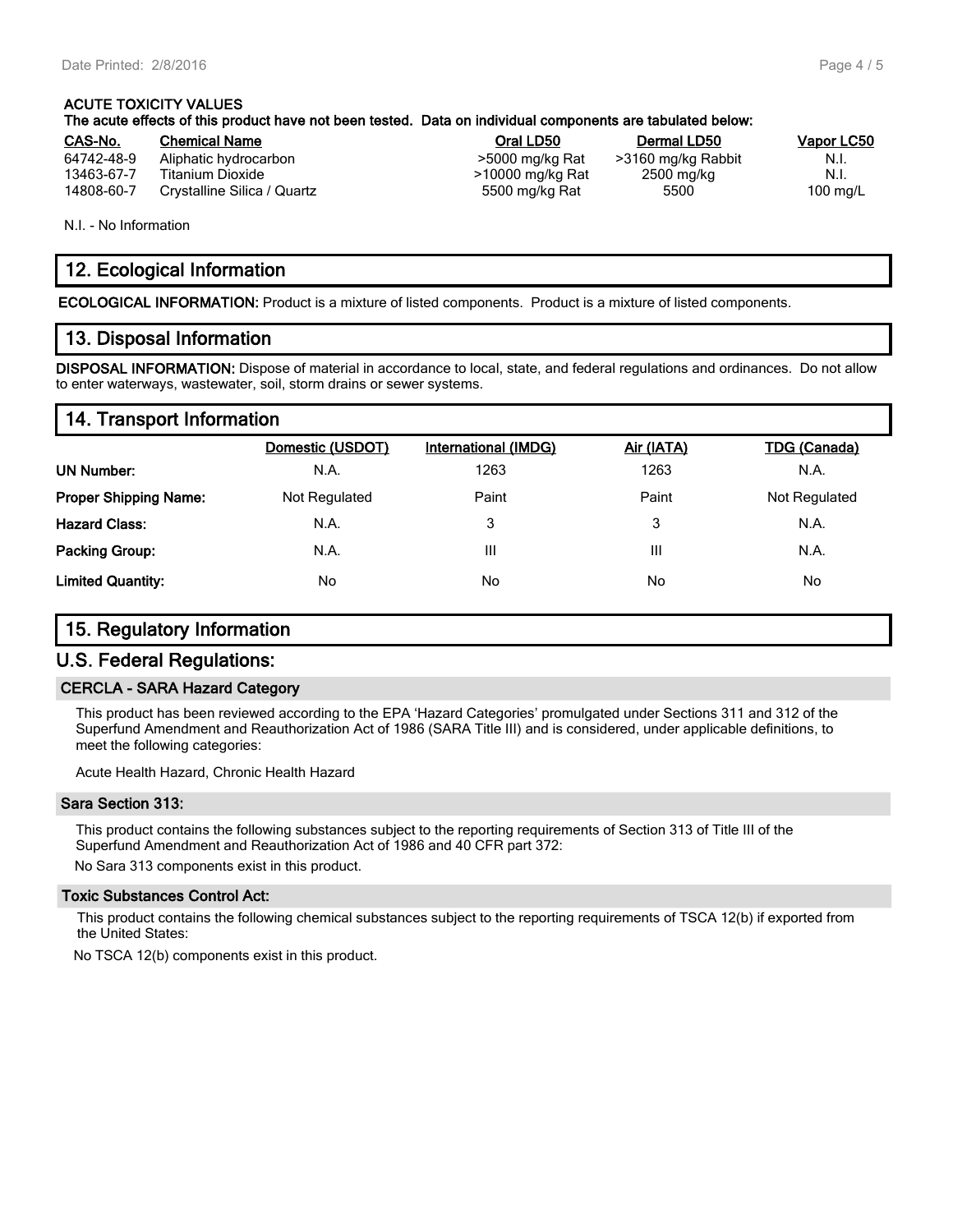**ACUTE TOXICITY VALUES**

**The acute effects of this product have not been tested. Data on individual components are tabulated below:**

| CAS-No. | Chemical Name | Oral LD50 | Dermal LD50 | Vapor LC50 |
|---|---|---|---|---|
| 64742-48-9 | Aliphatic hydrocarbon | >5000 mg/kg Rat | >3160 mg/kg Rabbit | N.I. |
| 13463-67-7 | Titanium Dioxide | >10000 mg/kg Rat | 2500 mg/kg | N.I. |
| 14808-60-7 | Crystalline Silica / Quartz | 5500 mg/kg Rat | 5500 | 100 mg/L |

N.I. - No Information

## 12. Ecological Information

**ECOLOGICAL INFORMATION:** Product is a mixture of listed components. Product is a mixture of listed components.

## 13. Disposal Information

**DISPOSAL INFORMATION:** Dispose of material in accordance to local, state, and federal regulations and ordinances. Do not allow to enter waterways, wastewater, soil, storm drains or sewer systems.

## 14. Transport Information

| | Domestic (USDOT) | International (IMDG) | Air (IATA) | TDG (Canada) |
|---|---|---|---|---|
| **UN Number:** | N.A. | 1263 | 1263 | N.A. |
| **Proper Shipping Name:** | Not Regulated | Paint | Paint | Not Regulated |
| **Hazard Class:** | N.A. | 3 | 3 | N.A. |
| **Packing Group:** | N.A. | III | III | N.A. |
| **Limited Quantity:** | No | No | No | No |

## 15. Regulatory Information

## U.S. Federal Regulations:

### CERCLA - SARA Hazard Category

This product has been reviewed according to the EPA 'Hazard Categories' promulgated under Sections 311 and 312 of the Superfund Amendment and Reauthorization Act of 1986 (SARA Title III) and is considered, under applicable definitions, to meet the following categories:

Acute Health Hazard, Chronic Health Hazard

### Sara Section 313:

This product contains the following substances subject to the reporting requirements of Section 313 of Title III of the Superfund Amendment and Reauthorization Act of 1986 and 40 CFR part 372:

No Sara 313 components exist in this product.

### Toxic Substances Control Act:

This product contains the following chemical substances subject to the reporting requirements of TSCA 12(b) if exported from the United States:

No TSCA 12(b) components exist in this product.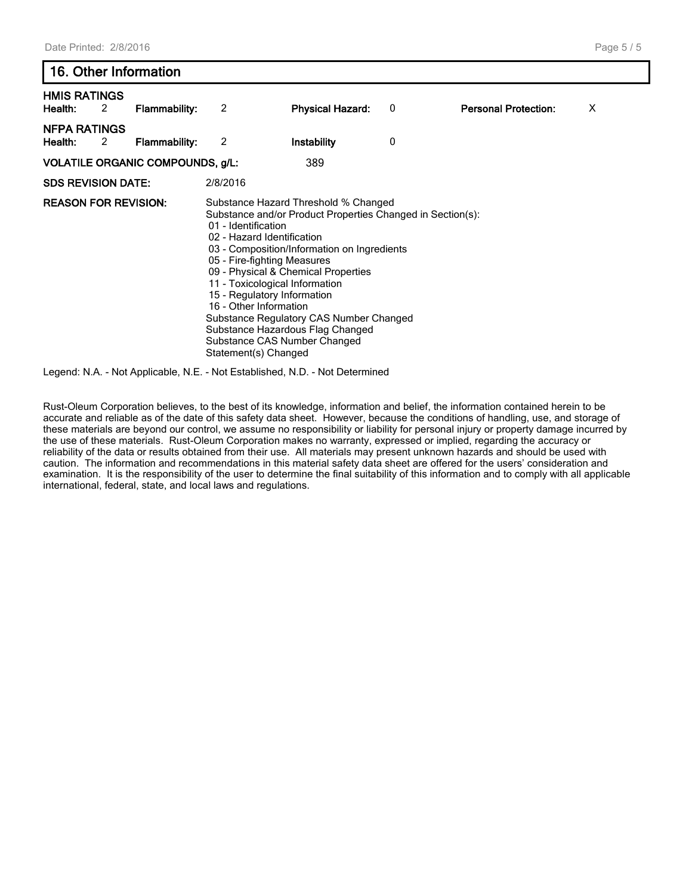## 16. Other Information

**HMIS RATINGS**

| | | | | | | | |
|---|---|---|---|---|---|---|---|
| **Health:** | 2 | **Flammability:** | 2 | **Physical Hazard:** | 0 | **Personal Protection:** | X |

**NFPA RATINGS**

| | | | | | |
|---|---|---|---|---|---|
| **Health:** | 2 | **Flammability:** | 2 | **Instability** | 0 |

**VOLATILE ORGANIC COMPOUNDS, g/L:** 389

**SDS REVISION DATE:** 2/8/2016

**REASON FOR REVISION:**

Substance Hazard Threshold % Changed
Substance and/or Product Properties Changed in Section(s):
- 01 - Identification
- 02 - Hazard Identification
- 03 - Composition/Information on Ingredients
- 05 - Fire-fighting Measures
- 09 - Physical & Chemical Properties
- 11 - Toxicological Information
- 15 - Regulatory Information
- 16 - Other Information

Substance Regulatory CAS Number Changed
Substance Hazardous Flag Changed
Substance CAS Number Changed
Statement(s) Changed

Legend: N.A. - Not Applicable, N.E. - Not Established, N.D. - Not Determined

Rust-Oleum Corporation believes, to the best of its knowledge, information and belief, the information contained herein to be accurate and reliable as of the date of this safety data sheet. However, because the conditions of handling, use, and storage of these materials are beyond our control, we assume no responsibility or liability for personal injury or property damage incurred by the use of these materials. Rust-Oleum Corporation makes no warranty, expressed or implied, regarding the accuracy or reliability of the data or results obtained from their use. All materials may present unknown hazards and should be used with caution. The information and recommendations in this material safety data sheet are offered for the users' consideration and examination. It is the responsibility of the user to determine the final suitability of this information and to comply with all applicable international, federal, state, and local laws and regulations.